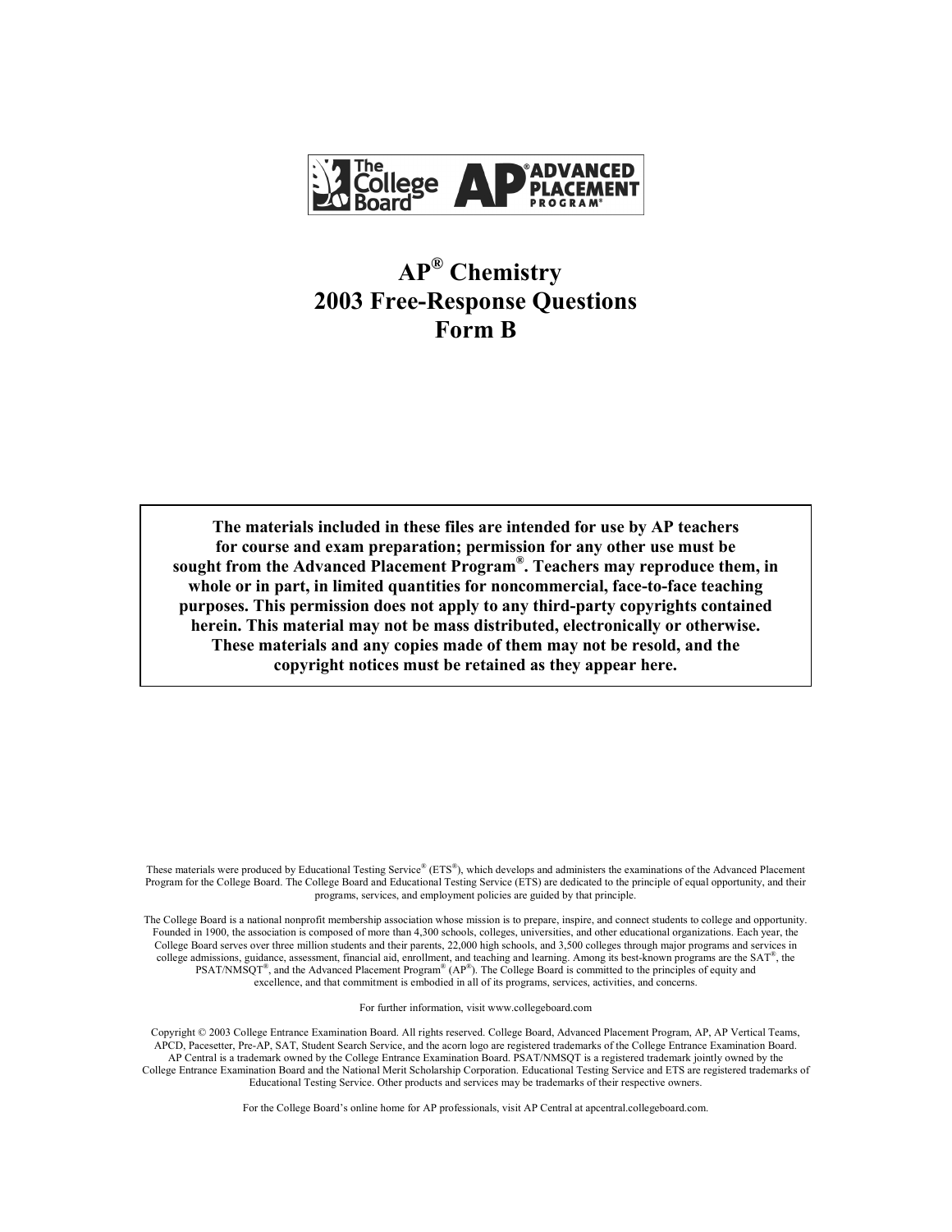The College Board AP® ADVANCED PLACEMENT PROGRAM®

# AP® Chemistry 2003 Free-Response Questions Form B

**The materials included in these files are intended for use by AP teachers for course and exam preparation; permission for any other use must be sought from the Advanced Placement Program®. Teachers may reproduce them, in whole or in part, in limited quantities for noncommercial, face-to-face teaching purposes. This permission does not apply to any third-party copyrights contained herein. This material may not be mass distributed, electronically or otherwise. These materials and any copies made of them may not be resold, and the copyright notices must be retained as they appear here.**

These materials were produced by Educational Testing Service® (ETS®), which develops and administers the examinations of the Advanced Placement Program for the College Board. The College Board and Educational Testing Service (ETS) are dedicated to the principle of equal opportunity, and their programs, services, and employment policies are guided by that principle.

The College Board is a national nonprofit membership association whose mission is to prepare, inspire, and connect students to college and opportunity. Founded in 1900, the association is composed of more than 4,300 schools, colleges, universities, and other educational organizations. Each year, the College Board serves over three million students and their parents, 22,000 high schools, and 3,500 colleges through major programs and services in college admissions, guidance, assessment, financial aid, enrollment, and teaching and learning. Among its best-known programs are the SAT®, the PSAT/NMSQT®, and the Advanced Placement Program® (AP®). The College Board is committed to the principles of equity and excellence, and that commitment is embodied in all of its programs, services, activities, and concerns.

For further information, visit www.collegeboard.com

Copyright © 2003 College Entrance Examination Board. All rights reserved. College Board, Advanced Placement Program, AP, AP Vertical Teams, APCD, Pacesetter, Pre-AP, SAT, Student Search Service, and the acorn logo are registered trademarks of the College Entrance Examination Board. AP Central is a trademark owned by the College Entrance Examination Board. PSAT/NMSQT is a registered trademark jointly owned by the College Entrance Examination Board and the National Merit Scholarship Corporation. Educational Testing Service and ETS are registered trademarks of Educational Testing Service. Other products and services may be trademarks of their respective owners.

For the College Board's online home for AP professionals, visit AP Central at apcentral.collegeboard.com.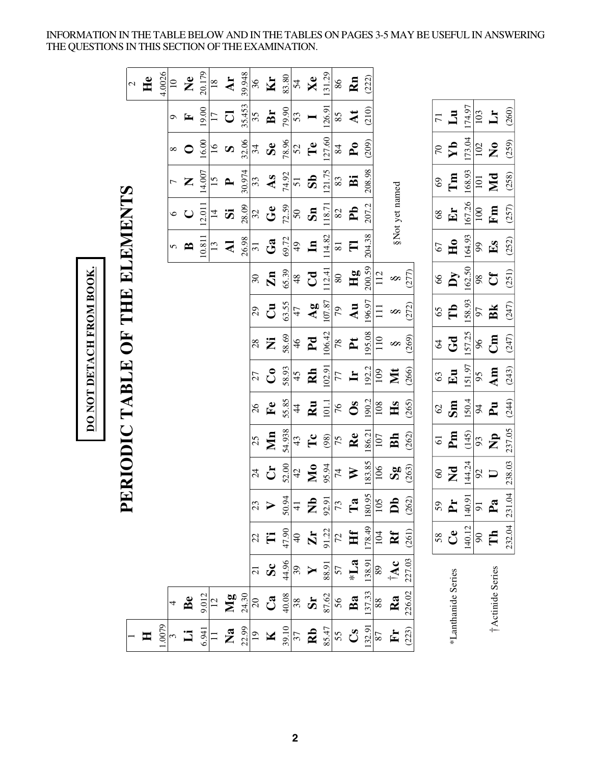INFORMATION IN THE TABLE BELOW AND IN THE TABLES ON PAGES 3-5 MAY BE USEFUL IN ANSWERING THE QUESTIONS IN THIS SECTION OF THE EXAMINATION.

**DO NOT DETACH FROM BOOK.**

# PERIODIC TABLE OF THE ELEMENTS

| | | | | | | | | | | | | | | | | | |
|---|---|---|---|---|---|---|---|---|---|---|---|---|---|---|---|---|---|
| 1 **H** 1.0079 | | | | | | | | | | | | | | | | | 2 **He** 4.0026 |
| 3 **Li** 6.941 | 4 **Be** 9.012 | | | | | | | | | | | 5 **B** 10.811 | 6 **C** 12.011 | 7 **N** 14.007 | 8 **O** 16.00 | 9 **F** 19.00 | 10 **Ne** 20.179 |
| 11 **Na** 22.99 | 12 **Mg** 24.30 | | | | | | | | | | | 13 **Al** 26.98 | 14 **Si** 28.09 | 15 **P** 30.974 | 16 **S** 32.06 | 17 **Cl** 35.453 | 18 **Ar** 39.948 |
| 19 **K** 39.10 | 20 **Ca** 40.08 | 21 **Sc** 44.96 | 22 **Ti** 47.90 | 23 **V** 50.94 | 24 **Cr** 52.00 | 25 **Mn** 54.938 | 26 **Fe** 55.85 | 27 **Co** 58.93 | 28 **Ni** 58.69 | 29 **Cu** 63.55 | 30 **Zn** 65.39 | 31 **Ga** 69.72 | 32 **Ge** 72.59 | 33 **As** 74.92 | 34 **Se** 78.96 | 35 **Br** 79.90 | 36 **Kr** 83.80 |
| 37 **Rb** 85.47 | 38 **Sr** 87.62 | 39 **Y** 88.91 | 40 **Zr** 91.22 | 41 **Nb** 92.91 | 42 **Mo** 95.94 | 43 **Tc** (98) | 44 **Ru** 101.1 | 45 **Rh** 102.91 | 46 **Pd** 106.42 | 47 **Ag** 107.87 | 48 **Cd** 112.41 | 49 **In** 114.82 | 50 **Sn** 118.71 | 51 **Sb** 121.75 | 52 **Te** 127.60 | 53 **I** 126.91 | 54 **Xe** 131.29 |
| 55 **Cs** 132.91 | 56 **Ba** 137.33 | 57 ***La** 138.91 | 72 **Hf** 178.49 | 73 **Ta** 180.95 | 74 **W** 183.85 | 75 **Re** 186.21 | 76 **Os** 190.2 | 77 **Ir** 192.2 | 78 **Pt** 195.08 | 79 **Au** 196.97 | 80 **Hg** 200.59 | 81 **Tl** 204.38 | 82 **Pb** 207.2 | 83 **Bi** 208.98 | 84 **Po** (209) | 85 **At** (210) | 86 **Rn** (222) |
| 87 **Fr** (223) | 88 **Ra** 226.02 | 89 **†Ac** 227.03 | 104 **Rf** (261) | 105 **Db** (262) | 106 **Sg** (263) | 107 **Bh** (262) | 108 **Hs** (265) | 109 **Mt** (266) | 110 **§** (269) | 111 **§** (272) | 112 **§** (277) | | | | | | |

§Not yet named

| | | | | | | | | | | | | | | |
|---|---|---|---|---|---|---|---|---|---|---|---|---|---|---|
| *Lanthanide Series | 58 **Ce** 140.12 | 59 **Pr** 140.91 | 60 **Nd** 144.24 | 61 **Pm** (145) | 62 **Sm** 150.4 | 63 **Eu** 151.97 | 64 **Gd** 157.25 | 65 **Tb** 158.93 | 66 **Dy** 162.50 | 67 **Ho** 164.93 | 68 **Er** 167.26 | 69 **Tm** 168.93 | 70 **Yb** 173.04 | 71 **Lu** 174.97 |
| †Actinide Series | 90 **Th** 232.04 | 91 **Pa** 231.04 | 92 **U** 238.03 | 93 **Np** 237.05 | 94 **Pu** (244) | 95 **Am** (243) | 96 **Cm** (247) | 97 **Bk** (247) | 98 **Cf** (251) | 99 **Es** (252) | 100 **Fm** (257) | 101 **Md** (258) | 102 **No** (259) | 103 **Lr** (260) |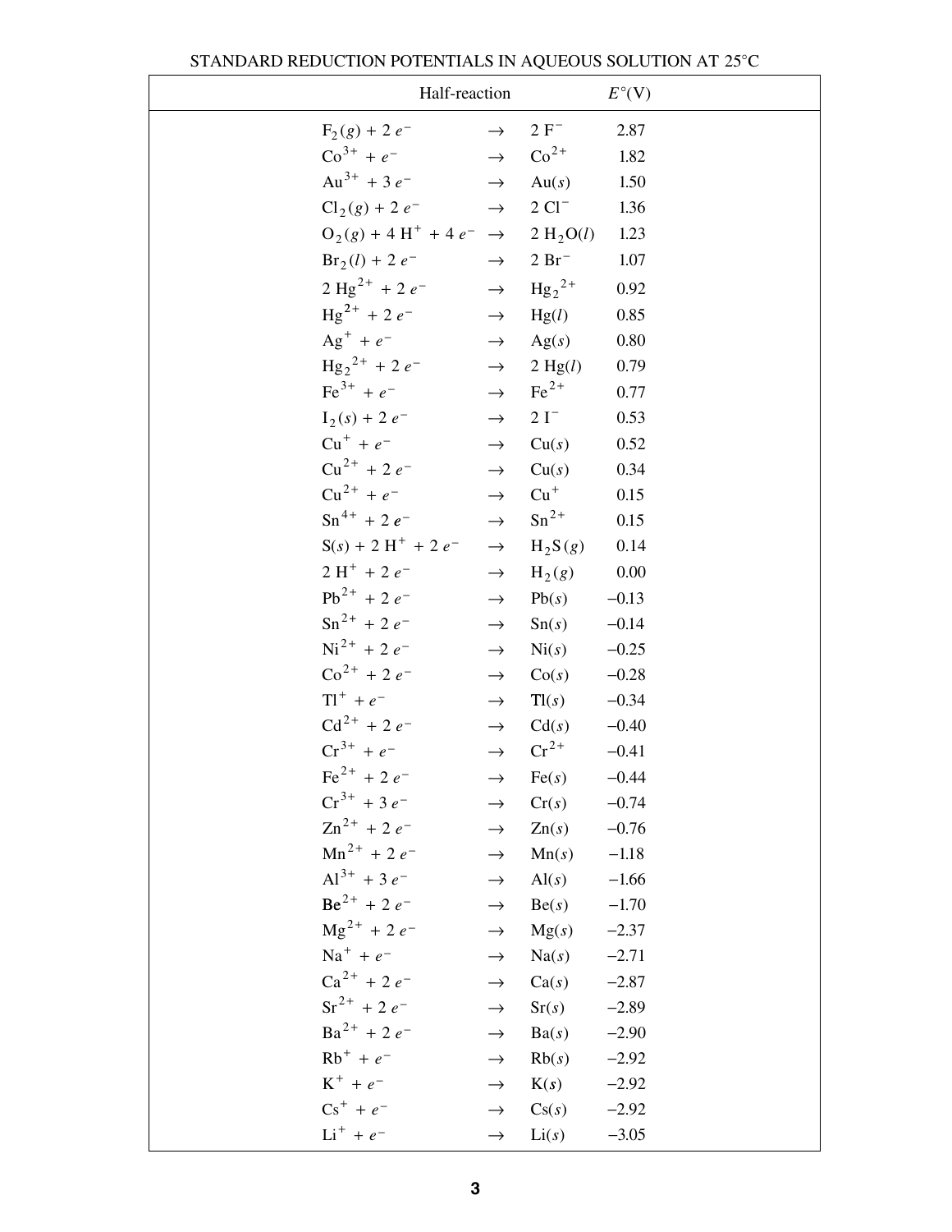## STANDARD REDUCTION POTENTIALS IN AQUEOUS SOLUTION AT 25°C

| Half-reaction | | | $E°$(V) |
|---|---|---|---|
| $F_2(g) + 2\,e^-$ | → | $2\,F^-$ | 2.87 |
| $Co^{3+} + e^-$ | → | $Co^{2+}$ | 1.82 |
| $Au^{3+} + 3\,e^-$ | → | $Au(s)$ | 1.50 |
| $Cl_2(g) + 2\,e^-$ | → | $2\,Cl^-$ | 1.36 |
| $O_2(g) + 4\,H^+ + 4\,e^-$ | → | $2\,H_2O(l)$ | 1.23 |
| $Br_2(l) + 2\,e^-$ | → | $2\,Br^-$ | 1.07 |
| $2\,Hg^{2+} + 2\,e^-$ | → | $Hg_2^{\,2+}$ | 0.92 |
| $Hg^{2+} + 2\,e^-$ | → | $Hg(l)$ | 0.85 |
| $Ag^+ + e^-$ | → | $Ag(s)$ | 0.80 |
| $Hg_2^{\,2+} + 2\,e^-$ | → | $2\,Hg(l)$ | 0.79 |
| $Fe^{3+} + e^-$ | → | $Fe^{2+}$ | 0.77 |
| $I_2(s) + 2\,e^-$ | → | $2\,I^-$ | 0.53 |
| $Cu^+ + e^-$ | → | $Cu(s)$ | 0.52 |
| $Cu^{2+} + 2\,e^-$ | → | $Cu(s)$ | 0.34 |
| $Cu^{2+} + e^-$ | → | $Cu^+$ | 0.15 |
| $Sn^{4+} + 2\,e^-$ | → | $Sn^{2+}$ | 0.15 |
| $S(s) + 2\,H^+ + 2\,e^-$ | → | $H_2S(g)$ | 0.14 |
| $2\,H^+ + 2\,e^-$ | → | $H_2(g)$ | 0.00 |
| $Pb^{2+} + 2\,e^-$ | → | $Pb(s)$ | –0.13 |
| $Sn^{2+} + 2\,e^-$ | → | $Sn(s)$ | –0.14 |
| $Ni^{2+} + 2\,e^-$ | → | $Ni(s)$ | –0.25 |
| $Co^{2+} + 2\,e^-$ | → | $Co(s)$ | –0.28 |
| $Tl^+ + e^-$ | → | $Tl(s)$ | –0.34 |
| $Cd^{2+} + 2\,e^-$ | → | $Cd(s)$ | –0.40 |
| $Cr^{3+} + e^-$ | → | $Cr^{2+}$ | –0.41 |
| $Fe^{2+} + 2\,e^-$ | → | $Fe(s)$ | –0.44 |
| $Cr^{3+} + 3\,e^-$ | → | $Cr(s)$ | –0.74 |
| $Zn^{2+} + 2\,e^-$ | → | $Zn(s)$ | –0.76 |
| $Mn^{2+} + 2\,e^-$ | → | $Mn(s)$ | –1.18 |
| $Al^{3+} + 3\,e^-$ | → | $Al(s)$ | –1.66 |
| $Be^{2+} + 2\,e^-$ | → | $Be(s)$ | –1.70 |
| $Mg^{2+} + 2\,e^-$ | → | $Mg(s)$ | –2.37 |
| $Na^+ + e^-$ | → | $Na(s)$ | –2.71 |
| $Ca^{2+} + 2\,e^-$ | → | $Ca(s)$ | –2.87 |
| $Sr^{2+} + 2\,e^-$ | → | $Sr(s)$ | –2.89 |
| $Ba^{2+} + 2\,e^-$ | → | $Ba(s)$ | –2.90 |
| $Rb^+ + e^-$ | → | $Rb(s)$ | –2.92 |
| $K^+ + e^-$ | → | $K(s)$ | –2.92 |
| $Cs^+ + e^-$ | → | $Cs(s)$ | –2.92 |
| $Li^+ + e^-$ | → | $Li(s)$ | –3.05 |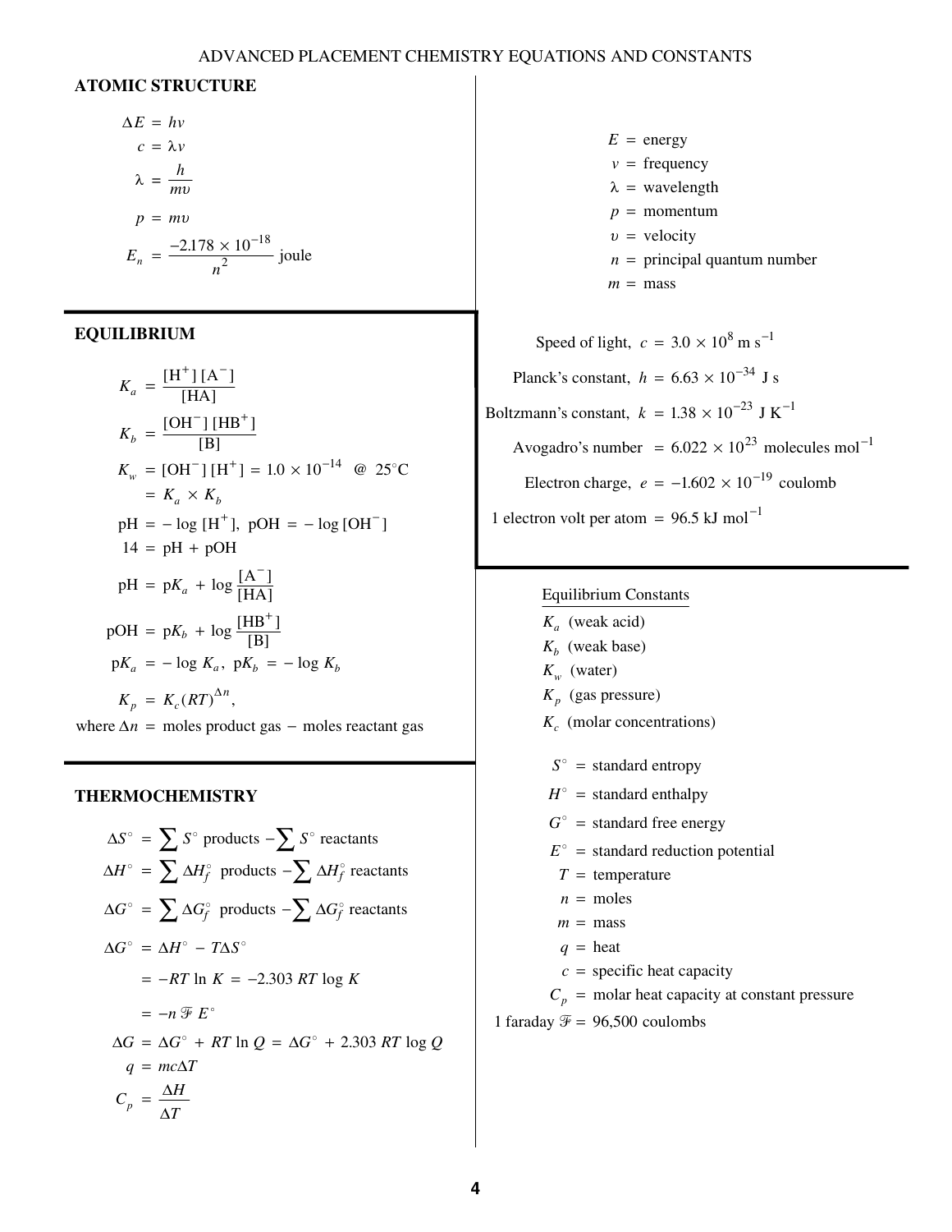# ADVANCED PLACEMENT CHEMISTRY EQUATIONS AND CONSTANTS

## ATOMIC STRUCTURE

$$\Delta E = h\nu$$

$$c = \lambda\nu$$

$$\lambda = \frac{h}{m\upsilon}$$

$$p = m\upsilon$$

$$E_n = \frac{-2.178 \times 10^{-18}}{n^2} \text{ joule}$$

$E$ = energy
$\nu$ = frequency
$\lambda$ = wavelength
$p$ = momentum
$\upsilon$ = velocity
$n$ = principal quantum number
$m$ = mass

Speed of light, $c = 3.0 \times 10^8 \text{ m s}^{-1}$

Planck's constant, $h = 6.63 \times 10^{-34}$ J s

Boltzmann's constant, $k = 1.38 \times 10^{-23}$ J K$^{-1}$

Avogadro's number $= 6.022 \times 10^{23}$ molecules mol$^{-1}$

Electron charge, $e = -1.602 \times 10^{-19}$ coulomb

1 electron volt per atom = 96.5 kJ mol$^{-1}$

## EQUILIBRIUM

$$K_a = \frac{[H^+][A^-]}{[HA]}$$

$$K_b = \frac{[OH^-][HB^+]}{[B]}$$

$$K_w = [OH^-][H^+] = 1.0 \times 10^{-14} \text{ @ } 25^\circ\text{C}$$
$$= K_a \times K_b$$

$$\text{pH} = -\log[H^+], \ \text{pOH} = -\log[OH^-]$$

$$14 = \text{pH} + \text{pOH}$$

$$\text{pH} = \text{p}K_a + \log\frac{[A^-]}{[HA]}$$

$$\text{pOH} = \text{p}K_b + \log\frac{[HB^+]}{[B]}$$

$$\text{p}K_a = -\log K_a, \ \text{p}K_b = -\log K_b$$

$$K_p = K_c(RT)^{\Delta n},$$

where $\Delta n$ = moles product gas − moles reactant gas

Equilibrium Constants

$K_a$ (weak acid)
$K_b$ (weak base)
$K_w$ (water)
$K_p$ (gas pressure)
$K_c$ (molar concentrations)

## THERMOCHEMISTRY

$$\Delta S^\circ = \sum S^\circ \text{ products} - \sum S^\circ \text{ reactants}$$

$$\Delta H^\circ = \sum \Delta H_f^\circ \text{ products} - \sum \Delta H_f^\circ \text{ reactants}$$

$$\Delta G^\circ = \sum \Delta G_f^\circ \text{ products} - \sum \Delta G_f^\circ \text{ reactants}$$

$$\Delta G^\circ = \Delta H^\circ - T\Delta S^\circ$$
$$= -RT\ln K = -2.303\,RT\log K$$
$$= -n\mathcal{F}E^\circ$$

$$\Delta G = \Delta G^\circ + RT\ln Q = \Delta G^\circ + 2.303\,RT\log Q$$

$$q = mc\Delta T$$

$$C_p = \frac{\Delta H}{\Delta T}$$

$S^\circ$ = standard entropy
$H^\circ$ = standard enthalpy
$G^\circ$ = standard free energy
$E^\circ$ = standard reduction potential
$T$ = temperature
$n$ = moles
$m$ = mass
$q$ = heat
$c$ = specific heat capacity
$C_p$ = molar heat capacity at constant pressure

1 faraday $\mathcal{F}$ = 96,500 coulombs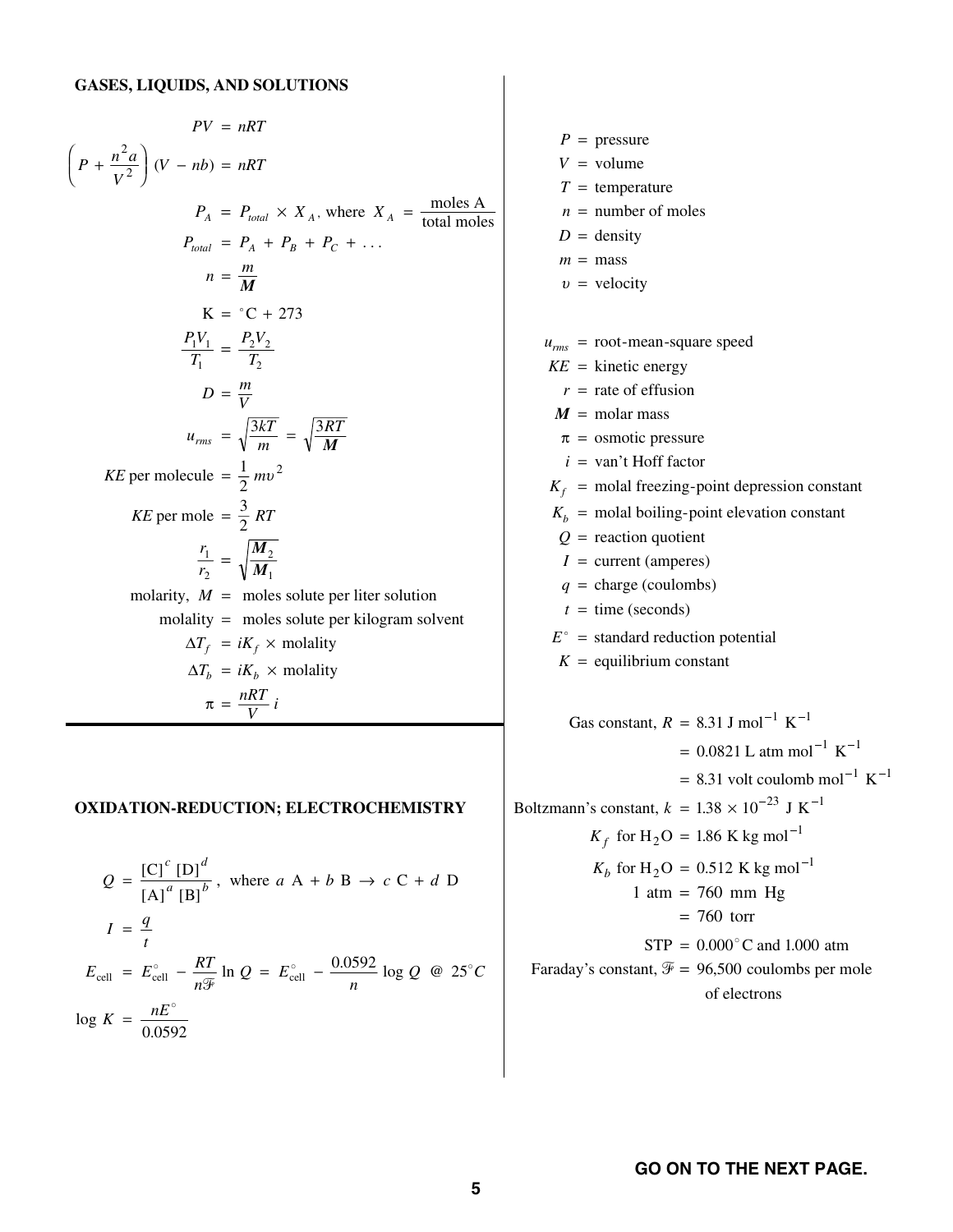## GASES, LIQUIDS, AND SOLUTIONS

$$PV = nRT$$

$$\left(P + \frac{n^2 a}{V^2}\right)(V - nb) = nRT$$

$$P_A = P_{total} \times X_A, \text{ where } X_A = \frac{\text{moles A}}{\text{total moles}}$$

$$P_{total} = P_A + P_B + P_C + \ldots$$

$$n = \frac{m}{\boldsymbol{M}}$$

$$\text{K} = {}^\circ\text{C} + 273$$

$$\frac{P_1 V_1}{T_1} = \frac{P_2 V_2}{T_2}$$

$$D = \frac{m}{V}$$

$$u_{rms} = \sqrt{\frac{3kT}{m}} = \sqrt{\frac{3RT}{\boldsymbol{M}}}$$

$$KE \text{ per molecule} = \frac{1}{2} m\upsilon^2$$

$$KE \text{ per mole} = \frac{3}{2} RT$$

$$\frac{r_1}{r_2} = \sqrt{\frac{\boldsymbol{M}_2}{\boldsymbol{M}_1}}$$

molarity, $M$ = moles solute per liter solution

molality = moles solute per kilogram solvent

$$\Delta T_f = iK_f \times \text{molality}$$

$$\Delta T_b = iK_b \times \text{molality}$$

$$\pi = \frac{nRT}{V} i$$

$P$ = pressure
$V$ = volume
$T$ = temperature
$n$ = number of moles
$D$ = density
$m$ = mass
$\upsilon$ = velocity

$u_{rms}$ = root-mean-square speed
$KE$ = kinetic energy
$r$ = rate of effusion
$\boldsymbol{M}$ = molar mass
$\pi$ = osmotic pressure
$i$ = van't Hoff factor
$K_f$ = molal freezing-point depression constant
$K_b$ = molal boiling-point elevation constant
$Q$ = reaction quotient
$I$ = current (amperes)
$q$ = charge (coulombs)
$t$ = time (seconds)
$E^\circ$ = standard reduction potential
$K$ = equilibrium constant

Gas constant, $R = 8.31 \text{ J mol}^{-1} \text{ K}^{-1}$
$= 0.0821 \text{ L atm mol}^{-1} \text{ K}^{-1}$
$= 8.31 \text{ volt coulomb mol}^{-1} \text{ K}^{-1}$

Boltzmann's constant, $k = 1.38 \times 10^{-23} \text{ J K}^{-1}$

$K_f$ for $H_2O$ = $1.86 \text{ K kg mol}^{-1}$

$K_b$ for $H_2O$ = $0.512 \text{ K kg mol}^{-1}$

1 atm = 760 mm Hg
= 760 torr

STP = $0.000^\circ$C and 1.000 atm

Faraday's constant, $\mathcal{F}$ = 96,500 coulombs per mole of electrons

## OXIDATION-REDUCTION; ELECTROCHEMISTRY

$$Q = \frac{[\text{C}]^c [\text{D}]^d}{[\text{A}]^a [\text{B}]^b}, \text{ where } a\text{ A} + b\text{ B} \rightarrow c\text{ C} + d\text{ D}$$

$$I = \frac{q}{t}$$

$$E_{\text{cell}} = E^\circ_{\text{cell}} - \frac{RT}{n\mathcal{F}} \ln Q = E^\circ_{\text{cell}} - \frac{0.0592}{n} \log Q \;\; @ \;\; 25^\circ C$$

$$\log K = \frac{nE^\circ}{0.0592}$$

**GO ON TO THE NEXT PAGE.**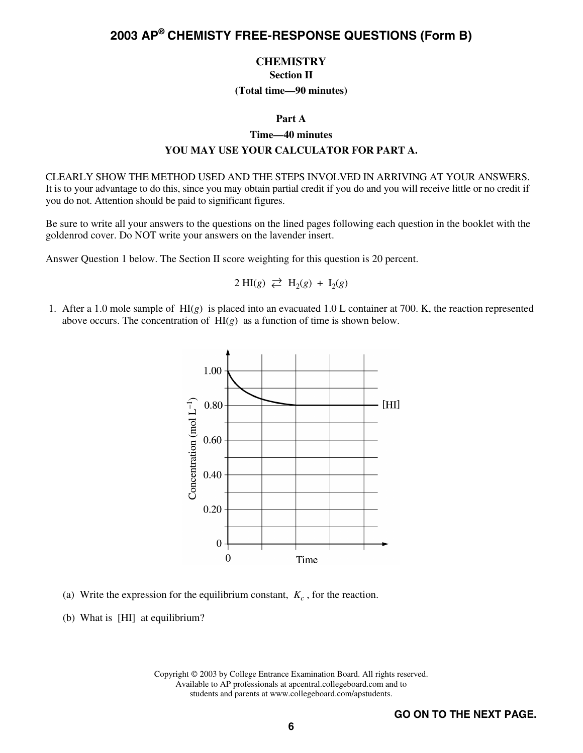# CHEMISTRY

## Section II

**(Total time—90 minutes)**

### Part A

**Time—40 minutes**

**YOU MAY USE YOUR CALCULATOR FOR PART A.**

CLEARLY SHOW THE METHOD USED AND THE STEPS INVOLVED IN ARRIVING AT YOUR ANSWERS. It is to your advantage to do this, since you may obtain partial credit if you do and you will receive little or no credit if you do not. Attention should be paid to significant figures.

Be sure to write all your answers to the questions on the lined pages following each question in the booklet with the goldenrod cover. Do NOT write your answers on the lavender insert.

Answer Question 1 below. The Section II score weighting for this question is 20 percent.

$$2\ HI(g) \rightleftarrows H_2(g) + I_2(g)$$

1. After a 1.0 mole sample of $HI(g)$ is placed into an evacuated 1.0 L container at 700. K, the reaction represented above occurs. The concentration of $HI(g)$ as a function of time is shown below.

(a) Write the expression for the equilibrium constant, $K_c$, for the reaction.

(b) What is [HI] at equilibrium?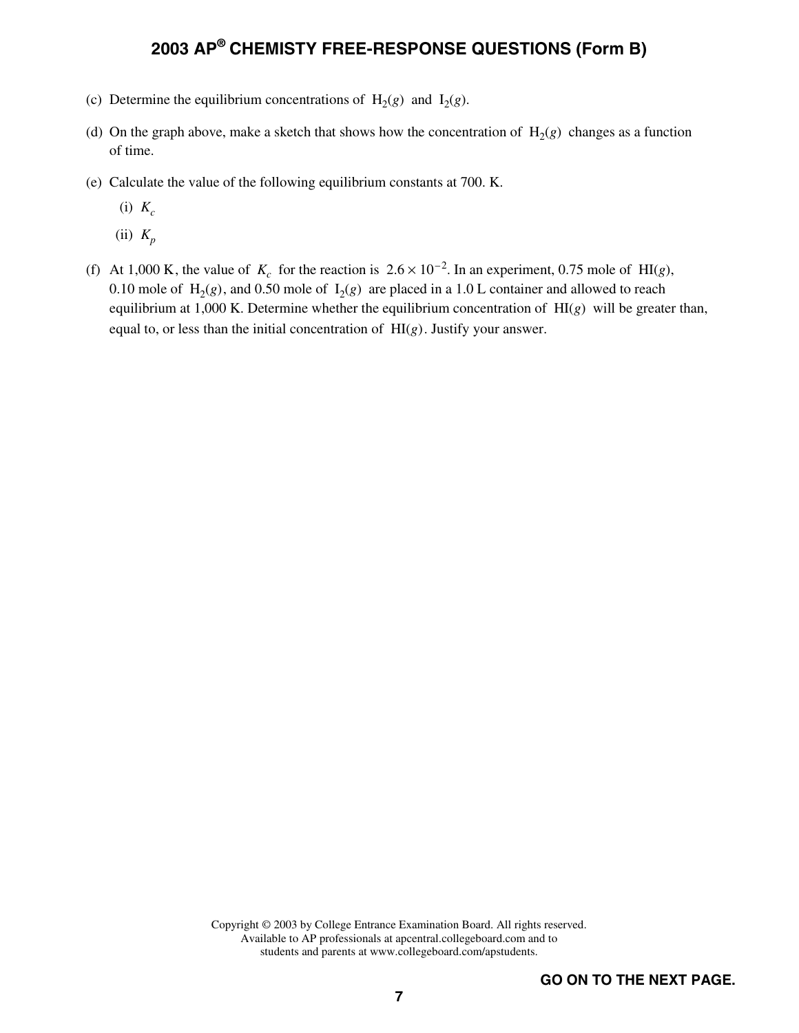(c) Determine the equilibrium concentrations of $H_2(g)$ and $I_2(g)$.

(d) On the graph above, make a sketch that shows how the concentration of $H_2(g)$ changes as a function of time.

(e) Calculate the value of the following equilibrium constants at 700. K.

  (i) $K_c$

  (ii) $K_p$

(f) At 1,000 K, the value of $K_c$ for the reaction is $2.6 \times 10^{-2}$. In an experiment, 0.75 mole of $HI(g)$, 0.10 mole of $H_2(g)$, and 0.50 mole of $I_2(g)$ are placed in a 1.0 L container and allowed to reach equilibrium at 1,000 K. Determine whether the equilibrium concentration of $HI(g)$ will be greater than, equal to, or less than the initial concentration of $HI(g)$. Justify your answer.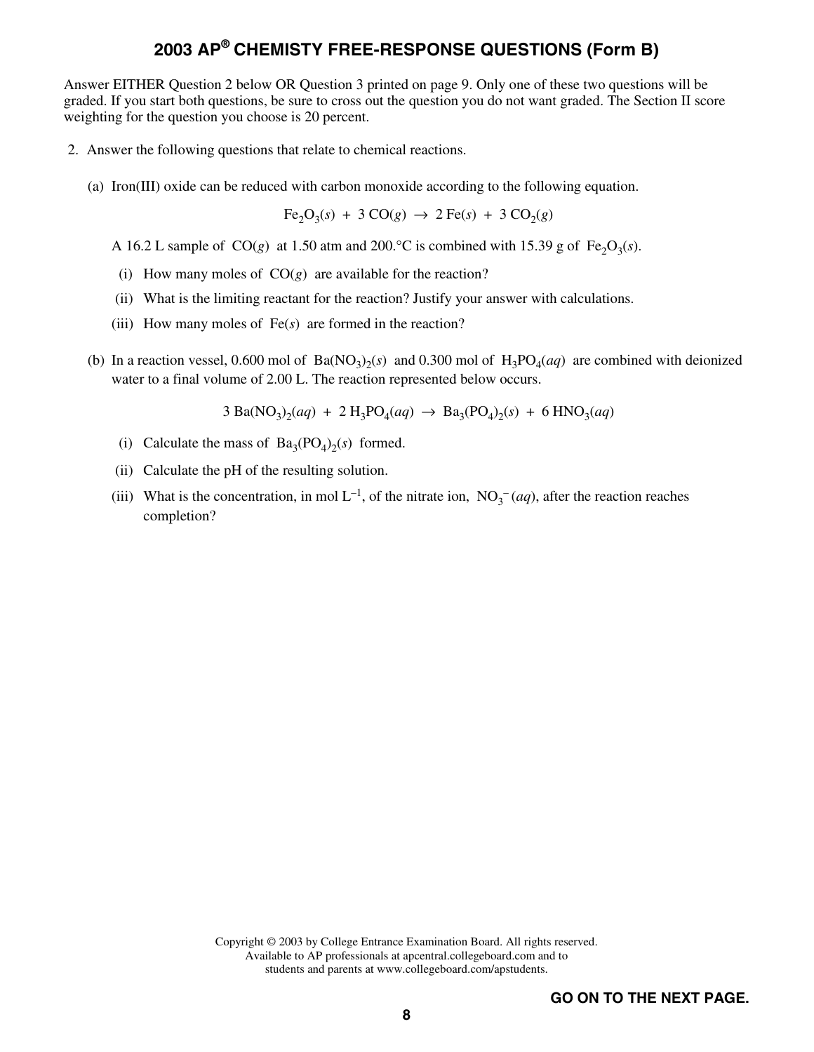# 2003 AP® CHEMISTY FREE-RESPONSE QUESTIONS (Form B)

Answer EITHER Question 2 below OR Question 3 printed on page 9. Only one of these two questions will be graded. If you start both questions, be sure to cross out the question you do not want graded. The Section II score weighting for the question you choose is 20 percent.

2. Answer the following questions that relate to chemical reactions.

   (a) Iron(III) oxide can be reduced with carbon monoxide according to the following equation.

   $$Fe_2O_3(s) + 3\ CO(g) \rightarrow 2\ Fe(s) + 3\ CO_2(g)$$

   A 16.2 L sample of $CO(g)$ at 1.50 atm and 200.°C is combined with 15.39 g of $Fe_2O_3(s)$.

   (i) How many moles of $CO(g)$ are available for the reaction?

   (ii) What is the limiting reactant for the reaction? Justify your answer with calculations.

   (iii) How many moles of $Fe(s)$ are formed in the reaction?

   (b) In a reaction vessel, 0.600 mol of $Ba(NO_3)_2(s)$ and 0.300 mol of $H_3PO_4(aq)$ are combined with deionized water to a final volume of 2.00 L. The reaction represented below occurs.

   $$3\ Ba(NO_3)_2(aq) + 2\ H_3PO_4(aq) \rightarrow Ba_3(PO_4)_2(s) + 6\ HNO_3(aq)$$

   (i) Calculate the mass of $Ba_3(PO_4)_2(s)$ formed.

   (ii) Calculate the pH of the resulting solution.

   (iii) What is the concentration, in mol $L^{-1}$, of the nitrate ion, $NO_3^-(aq)$, after the reaction reaches completion?

Copyright © 2003 by College Entrance Examination Board. All rights reserved.
Available to AP professionals at apcentral.collegeboard.com and to
students and parents at www.collegeboard.com/apstudents.

GO ON TO THE NEXT PAGE.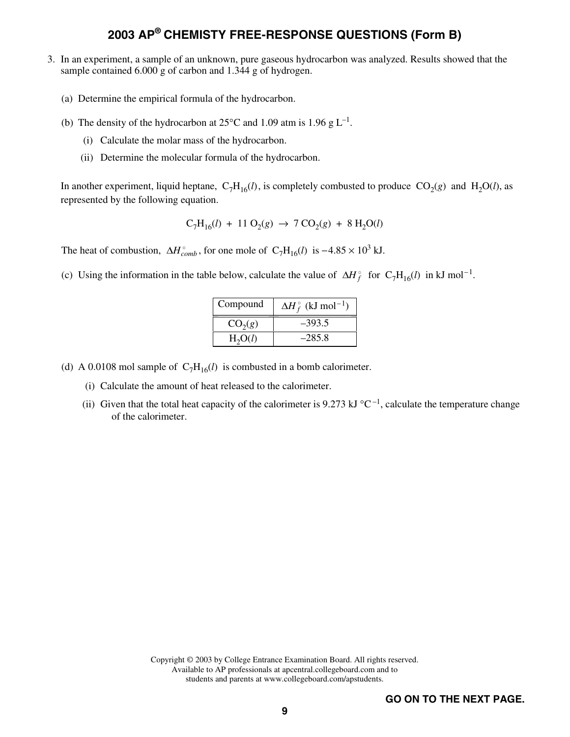3. In an experiment, a sample of an unknown, pure gaseous hydrocarbon was analyzed. Results showed that the sample contained 6.000 g of carbon and 1.344 g of hydrogen.

   (a) Determine the empirical formula of the hydrocarbon.

   (b) The density of the hydrocarbon at 25°C and 1.09 atm is 1.96 g $L^{-1}$.

      (i) Calculate the molar mass of the hydrocarbon.

      (ii) Determine the molecular formula of the hydrocarbon.

   In another experiment, liquid heptane, $C_7H_{16}(l)$, is completely combusted to produce $CO_2(g)$ and $H_2O(l)$, as represented by the following equation.

$$C_7H_{16}(l) + 11\ O_2(g) \rightarrow 7\ CO_2(g) + 8\ H_2O(l)$$

   The heat of combustion, $\Delta H^\circ_{comb}$, for one mole of $C_7H_{16}(l)$ is $-4.85 \times 10^3$ kJ.

   (c) Using the information in the table below, calculate the value of $\Delta H^\circ_f$ for $C_7H_{16}(l)$ in kJ $mol^{-1}$.

| Compound | $\Delta H^\circ_f$ (kJ $mol^{-1}$) |
|---|---|
| $CO_2(g)$ | –393.5 |
| $H_2O(l)$ | –285.8 |

   (d) A 0.0108 mol sample of $C_7H_{16}(l)$ is combusted in a bomb calorimeter.

      (i) Calculate the amount of heat released to the calorimeter.

      (ii) Given that the total heat capacity of the calorimeter is 9.273 kJ °$C^{-1}$, calculate the temperature change of the calorimeter.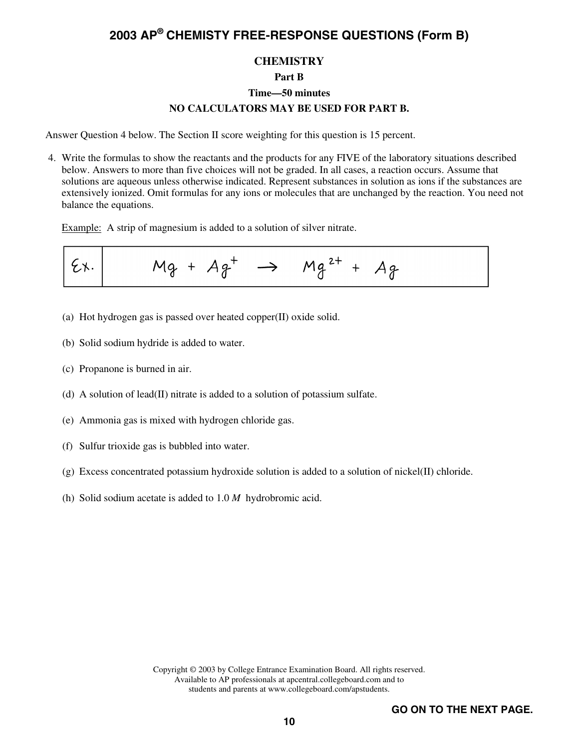## CHEMISTRY

### Part B

### Time—50 minutes

### NO CALCULATORS MAY BE USED FOR PART B.

Answer Question 4 below. The Section II score weighting for this question is 15 percent.

4. Write the formulas to show the reactants and the products for any FIVE of the laboratory situations described below. Answers to more than five choices will not be graded. In all cases, a reaction occurs. Assume that solutions are aqueous unless otherwise indicated. Represent substances in solution as ions if the substances are extensively ionized. Omit formulas for any ions or molecules that are unchanged by the reaction. You need not balance the equations.

   Example: A strip of magnesium is added to a solution of silver nitrate.

   | Ex. | $Mg + Ag^{+} \rightarrow Mg^{2+} + Ag$ |
   |---|---|

   (a) Hot hydrogen gas is passed over heated copper(II) oxide solid.

   (b) Solid sodium hydride is added to water.

   (c) Propanone is burned in air.

   (d) A solution of lead(II) nitrate is added to a solution of potassium sulfate.

   (e) Ammonia gas is mixed with hydrogen chloride gas.

   (f) Sulfur trioxide gas is bubbled into water.

   (g) Excess concentrated potassium hydroxide solution is added to a solution of nickel(II) chloride.

   (h) Solid sodium acetate is added to 1.0 *M* hydrobromic acid.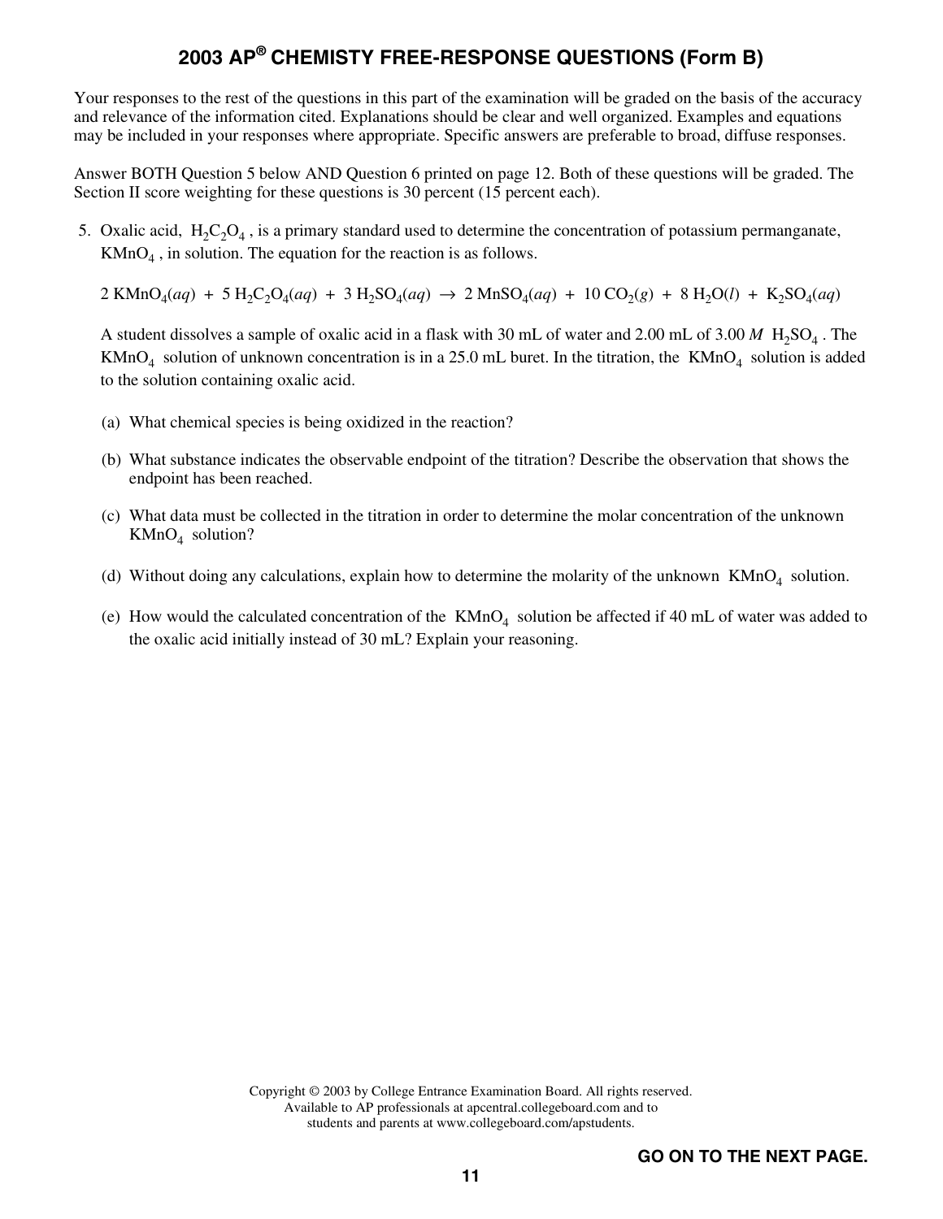# 2003 AP® CHEMISTY FREE-RESPONSE QUESTIONS (Form B)

Your responses to the rest of the questions in this part of the examination will be graded on the basis of the accuracy and relevance of the information cited. Explanations should be clear and well organized. Examples and equations may be included in your responses where appropriate. Specific answers are preferable to broad, diffuse responses.

Answer BOTH Question 5 below AND Question 6 printed on page 12. Both of these questions will be graded. The Section II score weighting for these questions is 30 percent (15 percent each).

5. Oxalic acid, $H_2C_2O_4$, is a primary standard used to determine the concentration of potassium permanganate, $KMnO_4$, in solution. The equation for the reaction is as follows.

   $$2\ KMnO_4(aq)\ +\ 5\ H_2C_2O_4(aq)\ +\ 3\ H_2SO_4(aq)\ \rightarrow\ 2\ MnSO_4(aq)\ +\ 10\ CO_2(g)\ +\ 8\ H_2O(l)\ +\ K_2SO_4(aq)$$

   A student dissolves a sample of oxalic acid in a flask with 30 mL of water and 2.00 mL of 3.00 *M* $H_2SO_4$. The $KMnO_4$ solution of unknown concentration is in a 25.0 mL buret. In the titration, the $KMnO_4$ solution is added to the solution containing oxalic acid.

   (a) What chemical species is being oxidized in the reaction?

   (b) What substance indicates the observable endpoint of the titration? Describe the observation that shows the endpoint has been reached.

   (c) What data must be collected in the titration in order to determine the molar concentration of the unknown $KMnO_4$ solution?

   (d) Without doing any calculations, explain how to determine the molarity of the unknown $KMnO_4$ solution.

   (e) How would the calculated concentration of the $KMnO_4$ solution be affected if 40 mL of water was added to the oxalic acid initially instead of 30 mL? Explain your reasoning.

Copyright © 2003 by College Entrance Examination Board. All rights reserved.
Available to AP professionals at apcentral.collegeboard.com and to
students and parents at www.collegeboard.com/apstudents.

GO ON TO THE NEXT PAGE.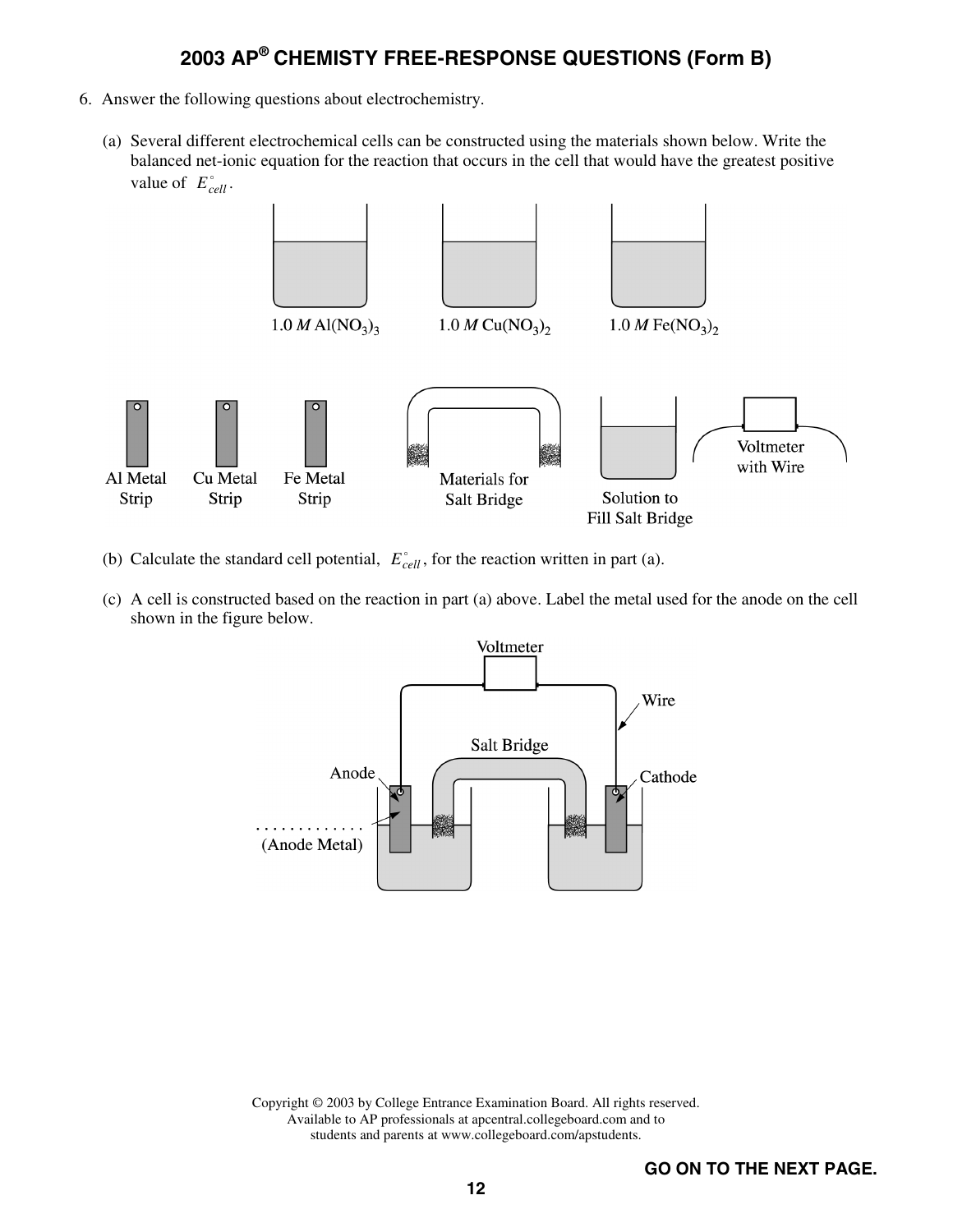6. Answer the following questions about electrochemistry.

   (a) Several different electrochemical cells can be constructed using the materials shown below. Write the balanced net-ionic equation for the reaction that occurs in the cell that would have the greatest positive value of $E^\circ_{cell}$.

   1.0 *M* $Al(NO_3)_3$ 1.0 *M* $Cu(NO_3)_2$ 1.0 *M* $Fe(NO_3)_2$

   Al Metal Strip  Cu Metal Strip  Fe Metal Strip  Materials for Salt Bridge  Solution to Fill Salt Bridge  Voltmeter with Wire

   (b) Calculate the standard cell potential, $E^\circ_{cell}$, for the reaction written in part (a).

   (c) A cell is constructed based on the reaction in part (a) above. Label the metal used for the anode on the cell shown in the figure below.

   Voltmeter  Wire  Salt Bridge  Anode  Cathode

   . . . . . . . . . . . . .
   (Anode Metal)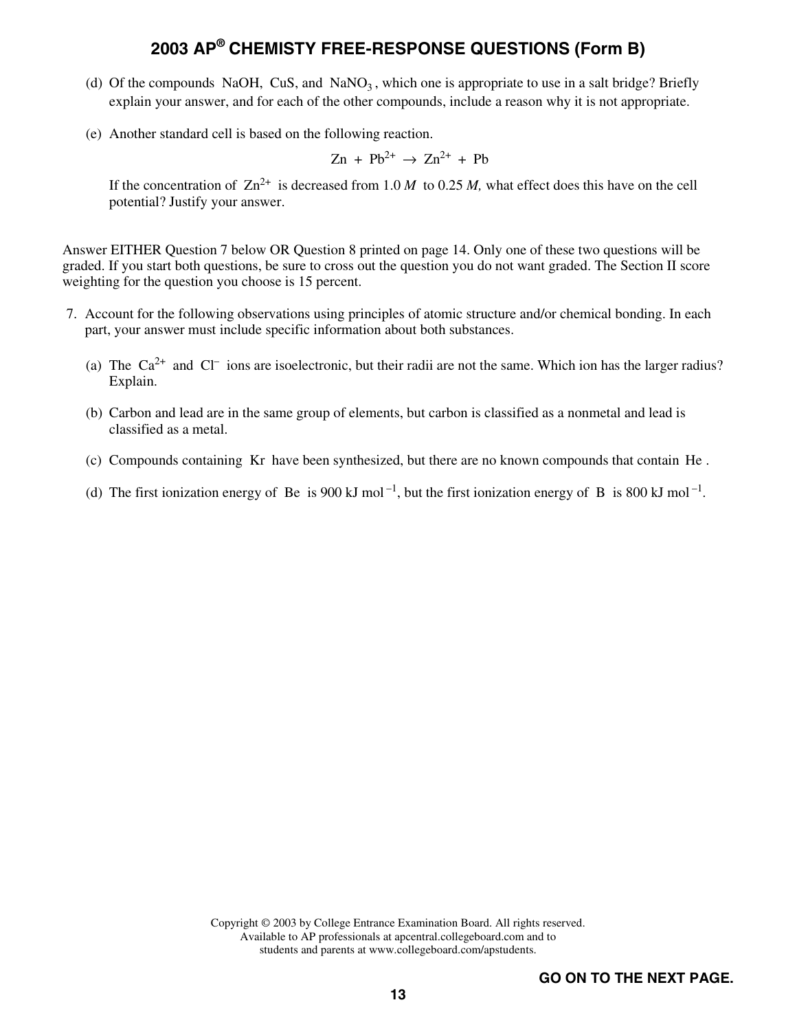(d) Of the compounds NaOH, CuS, and $NaNO_3$, which one is appropriate to use in a salt bridge? Briefly explain your answer, and for each of the other compounds, include a reason why it is not appropriate.

(e) Another standard cell is based on the following reaction.

$$Zn + Pb^{2+} \rightarrow Zn^{2+} + Pb$$

If the concentration of $Zn^{2+}$ is decreased from 1.0 *M* to 0.25 *M*, what effect does this have on the cell potential? Justify your answer.

Answer EITHER Question 7 below OR Question 8 printed on page 14. Only one of these two questions will be graded. If you start both questions, be sure to cross out the question you do not want graded. The Section II score weighting for the question you choose is 15 percent.

7. Account for the following observations using principles of atomic structure and/or chemical bonding. In each part, your answer must include specific information about both substances.

   (a) The $Ca^{2+}$ and $Cl^{-}$ ions are isoelectronic, but their radii are not the same. Which ion has the larger radius? Explain.

   (b) Carbon and lead are in the same group of elements, but carbon is classified as a nonmetal and lead is classified as a metal.

   (c) Compounds containing Kr have been synthesized, but there are no known compounds that contain He.

   (d) The first ionization energy of Be is 900 kJ $mol^{-1}$, but the first ionization energy of B is 800 kJ $mol^{-1}$.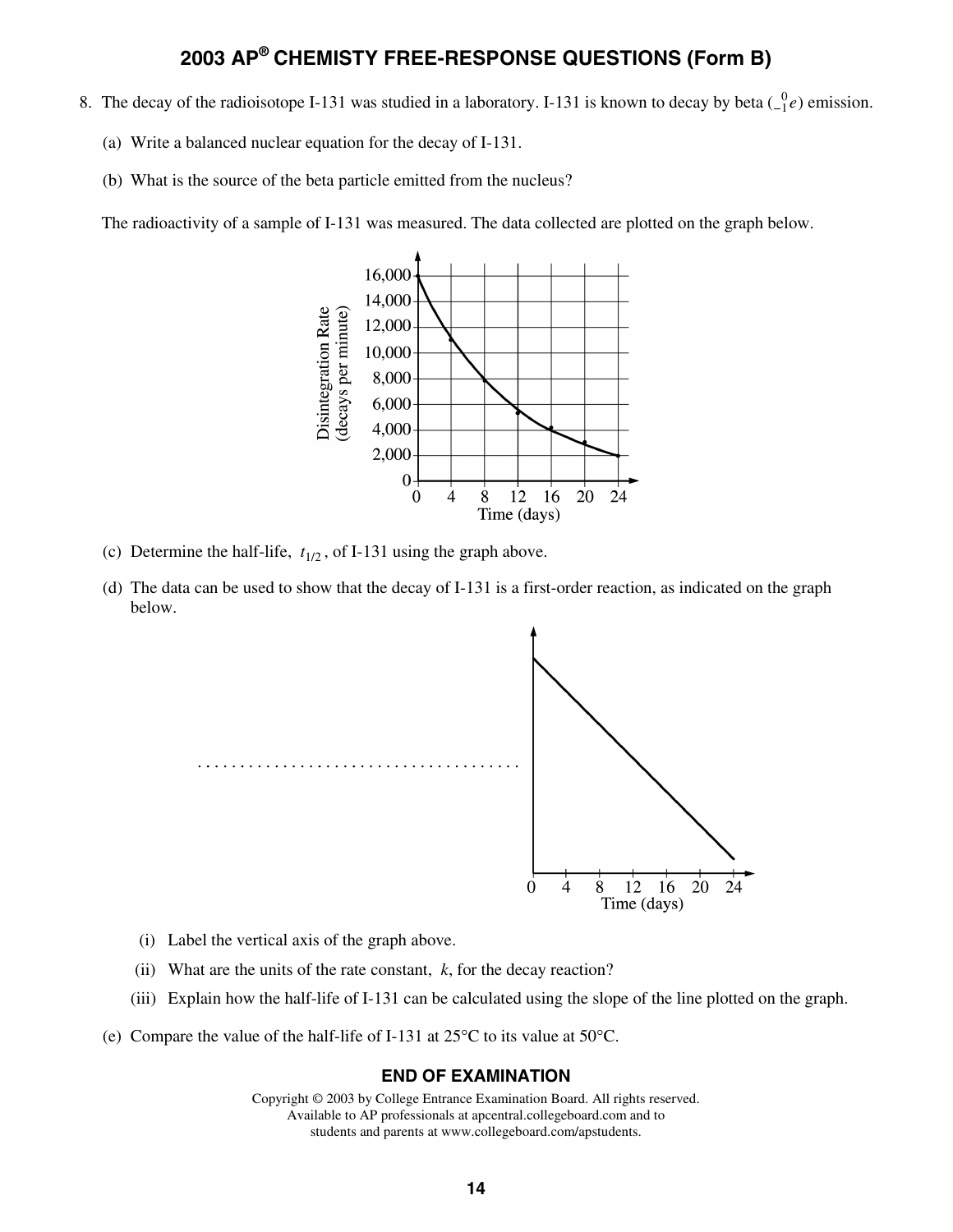## 2003 AP® CHEMISTY FREE-RESPONSE QUESTIONS (Form B)

8. The decay of the radioisotope I-131 was studied in a laboratory. I-131 is known to decay by beta ($_{-1}^{0}e$) emission.

   (a) Write a balanced nuclear equation for the decay of I-131.

   (b) What is the source of the beta particle emitted from the nucleus?

   The radioactivity of a sample of I-131 was measured. The data collected are plotted on the graph below.

   Disintegration Rate (decays per minute)

   16,000
   14,000
   12,000
   10,000
   8,000
   6,000
   4,000
   2,000
   0

   0 4 8 12 16 20 24

   Time (days)

   (c) Determine the half-life, $t_{1/2}$, of I-131 using the graph above.

   (d) The data can be used to show that the decay of I-131 is a first-order reaction, as indicated on the graph below.

   ......................................

   0 4 8 12 16 20 24

   Time (days)

   (i) Label the vertical axis of the graph above.

   (ii) What are the units of the rate constant, $k$, for the decay reaction?

   (iii) Explain how the half-life of I-131 can be calculated using the slope of the line plotted on the graph.

   (e) Compare the value of the half-life of I-131 at 25°C to its value at 50°C.

**END OF EXAMINATION**

Copyright © 2003 by College Entrance Examination Board. All rights reserved.
Available to AP professionals at apcentral.collegeboard.com and to
students and parents at www.collegeboard.com/apstudents.